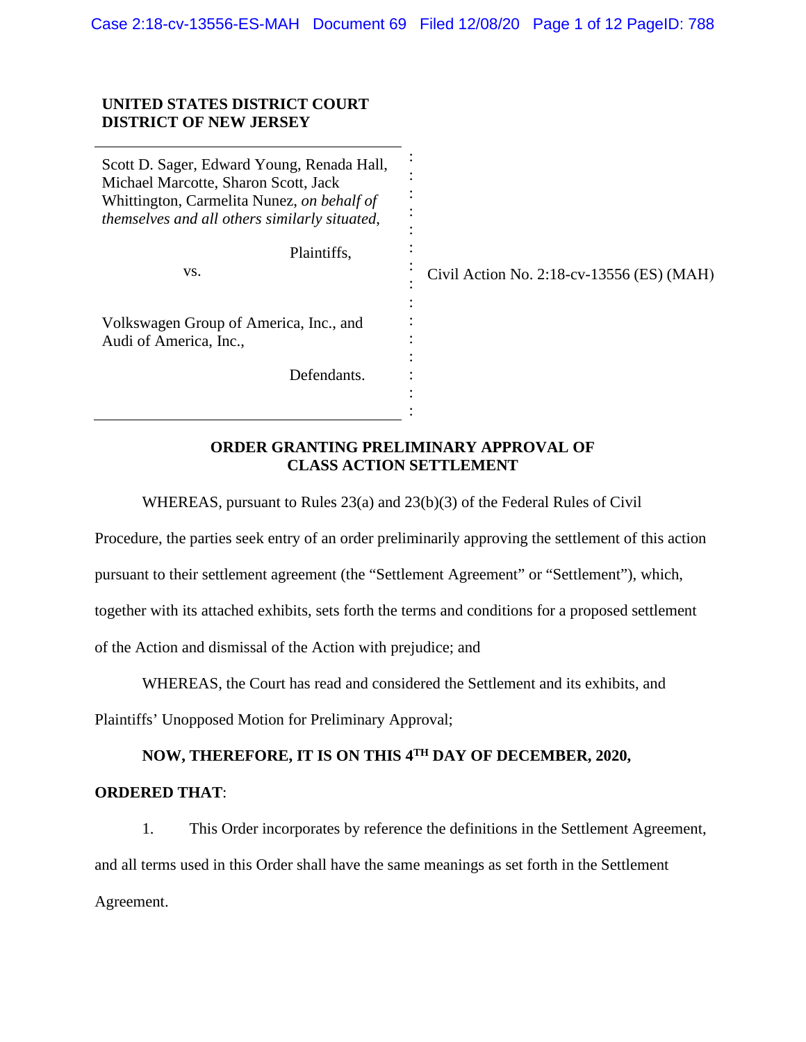**UNITED STATES DISTRICT COURT**
**DISTRICT OF NEW JERSEY**

Scott D. Sager, Edward Young, Renada Hall, Michael Marcotte, Sharon Scott, Jack Whittington, Carmelita Nunez, *on behalf of themselves and all others similarly situated*,

Plaintiffs,

vs.

Volkswagen Group of America, Inc., and Audi of America, Inc.,

Defendants.

Civil Action No. 2:18-cv-13556 (ES) (MAH)

**ORDER GRANTING PRELIMINARY APPROVAL OF CLASS ACTION SETTLEMENT**

WHEREAS, pursuant to Rules 23(a) and 23(b)(3) of the Federal Rules of Civil Procedure, the parties seek entry of an order preliminarily approving the settlement of this action pursuant to their settlement agreement (the "Settlement Agreement" or "Settlement"), which, together with its attached exhibits, sets forth the terms and conditions for a proposed settlement of the Action and dismissal of the Action with prejudice; and

WHEREAS, the Court has read and considered the Settlement and its exhibits, and Plaintiffs' Unopposed Motion for Preliminary Approval;

**NOW, THEREFORE, IT IS ON THIS 4TH DAY OF DECEMBER, 2020,**

**ORDERED THAT**:

1. This Order incorporates by reference the definitions in the Settlement Agreement, and all terms used in this Order shall have the same meanings as set forth in the Settlement Agreement.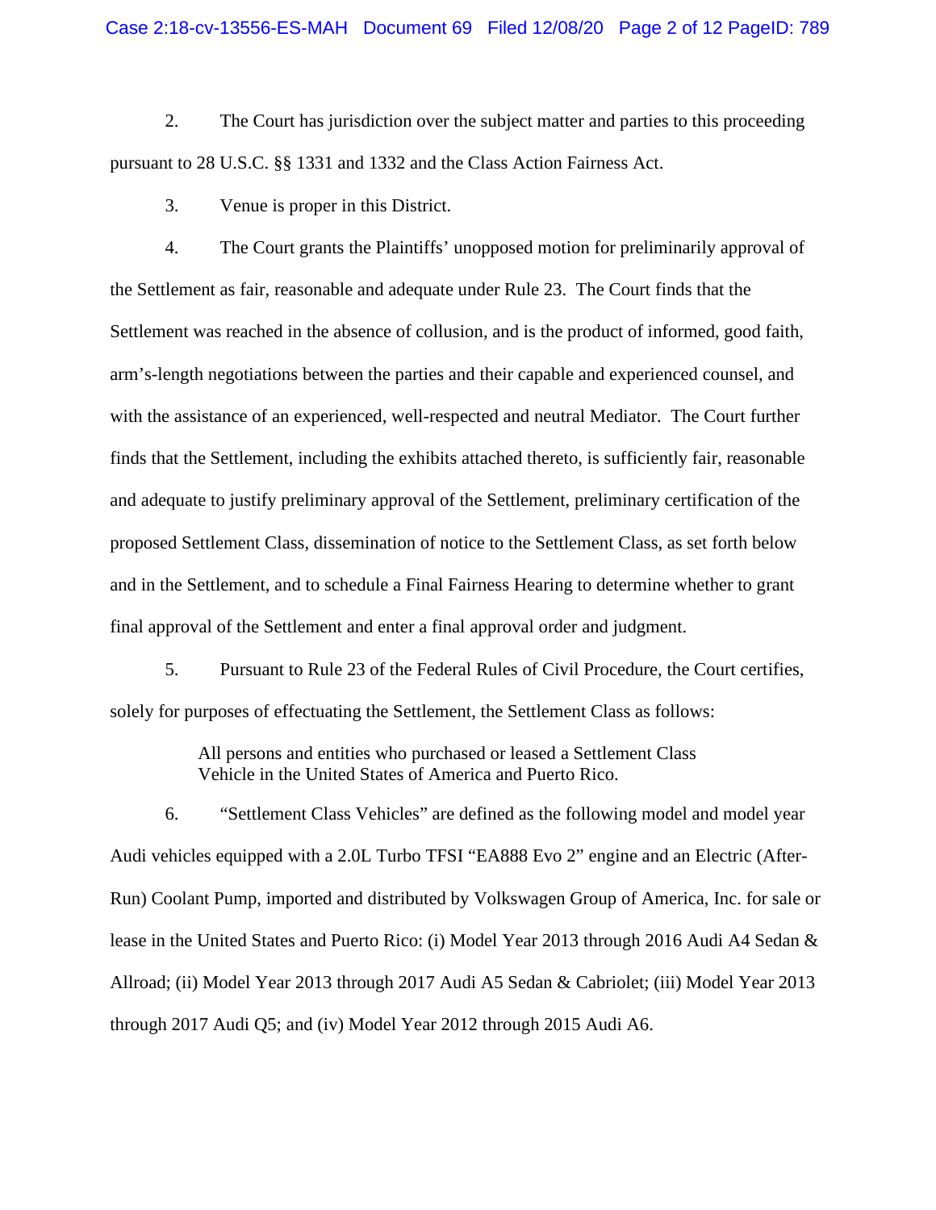2. The Court has jurisdiction over the subject matter and parties to this proceeding pursuant to 28 U.S.C. §§ 1331 and 1332 and the Class Action Fairness Act.

3. Venue is proper in this District.

4. The Court grants the Plaintiffs' unopposed motion for preliminarily approval of the Settlement as fair, reasonable and adequate under Rule 23. The Court finds that the Settlement was reached in the absence of collusion, and is the product of informed, good faith, arm's-length negotiations between the parties and their capable and experienced counsel, and with the assistance of an experienced, well-respected and neutral Mediator. The Court further finds that the Settlement, including the exhibits attached thereto, is sufficiently fair, reasonable and adequate to justify preliminary approval of the Settlement, preliminary certification of the proposed Settlement Class, dissemination of notice to the Settlement Class, as set forth below and in the Settlement, and to schedule a Final Fairness Hearing to determine whether to grant final approval of the Settlement and enter a final approval order and judgment.

5. Pursuant to Rule 23 of the Federal Rules of Civil Procedure, the Court certifies, solely for purposes of effectuating the Settlement, the Settlement Class as follows:

> All persons and entities who purchased or leased a Settlement Class Vehicle in the United States of America and Puerto Rico.

6. "Settlement Class Vehicles" are defined as the following model and model year Audi vehicles equipped with a 2.0L Turbo TFSI "EA888 Evo 2" engine and an Electric (After-Run) Coolant Pump, imported and distributed by Volkswagen Group of America, Inc. for sale or lease in the United States and Puerto Rico: (i) Model Year 2013 through 2016 Audi A4 Sedan & Allroad; (ii) Model Year 2013 through 2017 Audi A5 Sedan & Cabriolet; (iii) Model Year 2013 through 2017 Audi Q5; and (iv) Model Year 2012 through 2015 Audi A6.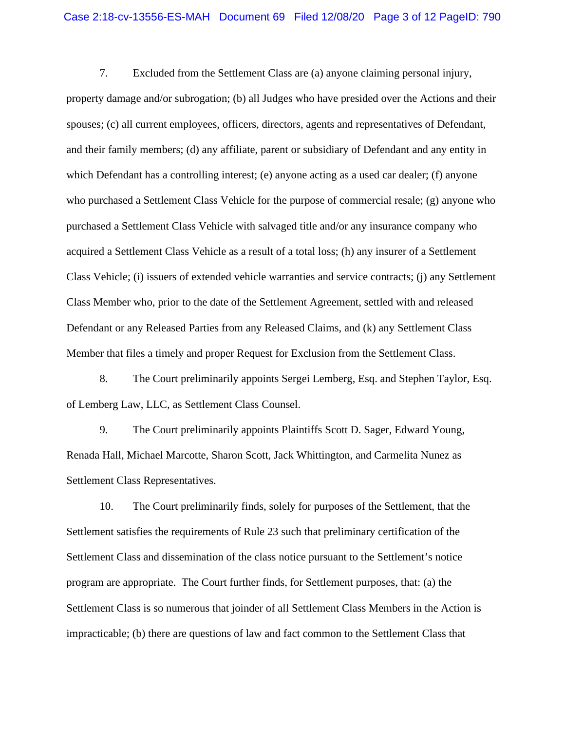7. Excluded from the Settlement Class are (a) anyone claiming personal injury, property damage and/or subrogation; (b) all Judges who have presided over the Actions and their spouses; (c) all current employees, officers, directors, agents and representatives of Defendant, and their family members; (d) any affiliate, parent or subsidiary of Defendant and any entity in which Defendant has a controlling interest; (e) anyone acting as a used car dealer; (f) anyone who purchased a Settlement Class Vehicle for the purpose of commercial resale; (g) anyone who purchased a Settlement Class Vehicle with salvaged title and/or any insurance company who acquired a Settlement Class Vehicle as a result of a total loss; (h) any insurer of a Settlement Class Vehicle; (i) issuers of extended vehicle warranties and service contracts; (j) any Settlement Class Member who, prior to the date of the Settlement Agreement, settled with and released Defendant or any Released Parties from any Released Claims, and (k) any Settlement Class Member that files a timely and proper Request for Exclusion from the Settlement Class.

8. The Court preliminarily appoints Sergei Lemberg, Esq. and Stephen Taylor, Esq. of Lemberg Law, LLC, as Settlement Class Counsel.

9. The Court preliminarily appoints Plaintiffs Scott D. Sager, Edward Young, Renada Hall, Michael Marcotte, Sharon Scott, Jack Whittington, and Carmelita Nunez as Settlement Class Representatives.

10. The Court preliminarily finds, solely for purposes of the Settlement, that the Settlement satisfies the requirements of Rule 23 such that preliminary certification of the Settlement Class and dissemination of the class notice pursuant to the Settlement's notice program are appropriate. The Court further finds, for Settlement purposes, that: (a) the Settlement Class is so numerous that joinder of all Settlement Class Members in the Action is impracticable; (b) there are questions of law and fact common to the Settlement Class that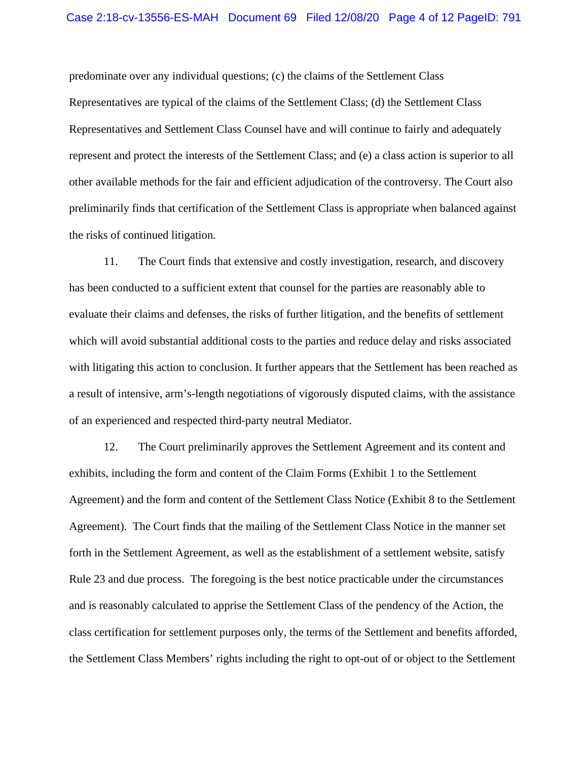predominate over any individual questions; (c) the claims of the Settlement Class Representatives are typical of the claims of the Settlement Class; (d) the Settlement Class Representatives and Settlement Class Counsel have and will continue to fairly and adequately represent and protect the interests of the Settlement Class; and (e) a class action is superior to all other available methods for the fair and efficient adjudication of the controversy. The Court also preliminarily finds that certification of the Settlement Class is appropriate when balanced against the risks of continued litigation.

11. The Court finds that extensive and costly investigation, research, and discovery has been conducted to a sufficient extent that counsel for the parties are reasonably able to evaluate their claims and defenses, the risks of further litigation, and the benefits of settlement which will avoid substantial additional costs to the parties and reduce delay and risks associated with litigating this action to conclusion. It further appears that the Settlement has been reached as a result of intensive, arm's-length negotiations of vigorously disputed claims, with the assistance of an experienced and respected third-party neutral Mediator.

12. The Court preliminarily approves the Settlement Agreement and its content and exhibits, including the form and content of the Claim Forms (Exhibit 1 to the Settlement Agreement) and the form and content of the Settlement Class Notice (Exhibit 8 to the Settlement Agreement). The Court finds that the mailing of the Settlement Class Notice in the manner set forth in the Settlement Agreement, as well as the establishment of a settlement website, satisfy Rule 23 and due process. The foregoing is the best notice practicable under the circumstances and is reasonably calculated to apprise the Settlement Class of the pendency of the Action, the class certification for settlement purposes only, the terms of the Settlement and benefits afforded, the Settlement Class Members' rights including the right to opt-out of or object to the Settlement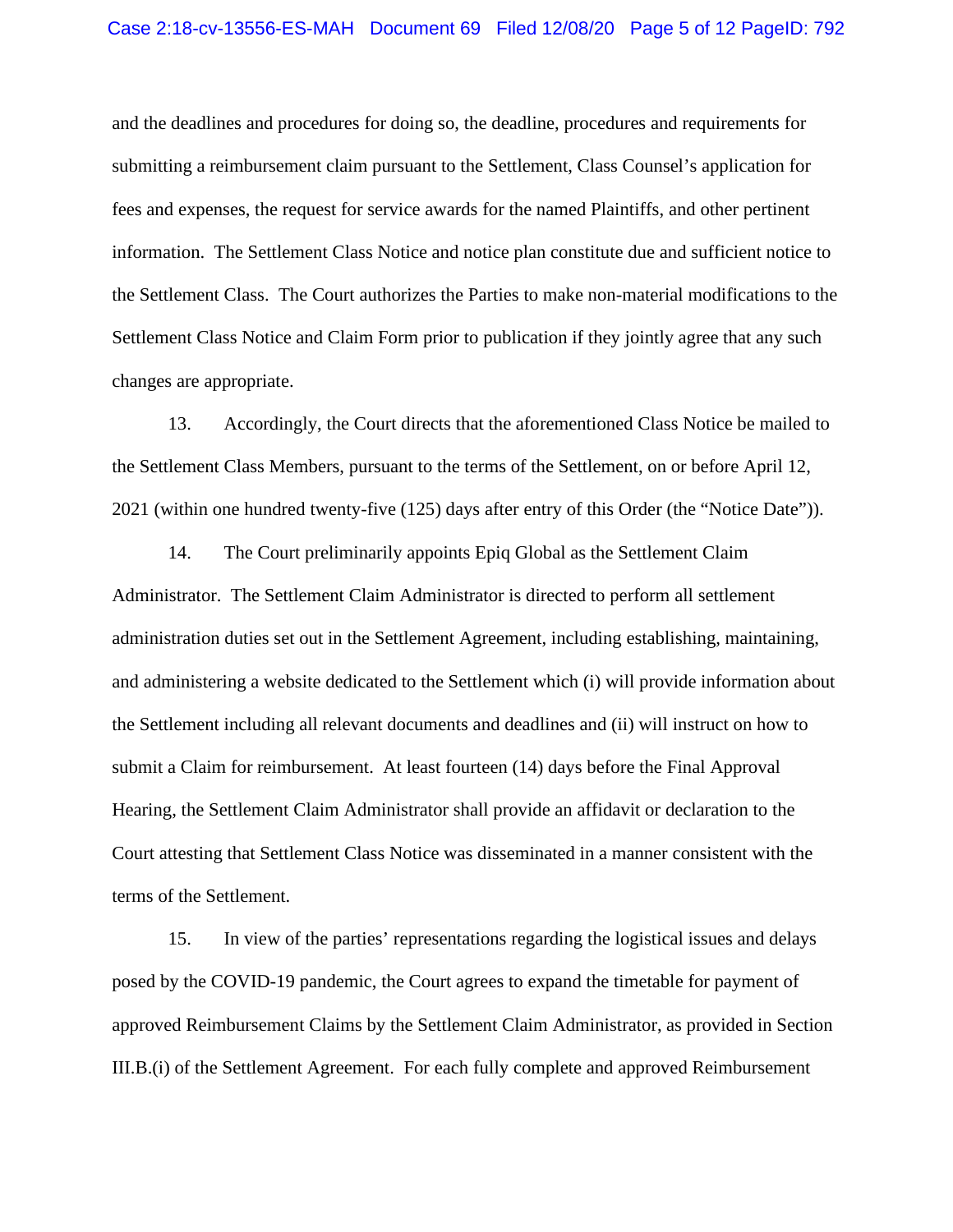and the deadlines and procedures for doing so, the deadline, procedures and requirements for submitting a reimbursement claim pursuant to the Settlement, Class Counsel's application for fees and expenses, the request for service awards for the named Plaintiffs, and other pertinent information. The Settlement Class Notice and notice plan constitute due and sufficient notice to the Settlement Class. The Court authorizes the Parties to make non-material modifications to the Settlement Class Notice and Claim Form prior to publication if they jointly agree that any such changes are appropriate.

13. Accordingly, the Court directs that the aforementioned Class Notice be mailed to the Settlement Class Members, pursuant to the terms of the Settlement, on or before April 12, 2021 (within one hundred twenty-five (125) days after entry of this Order (the "Notice Date")).

14. The Court preliminarily appoints Epiq Global as the Settlement Claim Administrator. The Settlement Claim Administrator is directed to perform all settlement administration duties set out in the Settlement Agreement, including establishing, maintaining, and administering a website dedicated to the Settlement which (i) will provide information about the Settlement including all relevant documents and deadlines and (ii) will instruct on how to submit a Claim for reimbursement. At least fourteen (14) days before the Final Approval Hearing, the Settlement Claim Administrator shall provide an affidavit or declaration to the Court attesting that Settlement Class Notice was disseminated in a manner consistent with the terms of the Settlement.

15. In view of the parties' representations regarding the logistical issues and delays posed by the COVID-19 pandemic, the Court agrees to expand the timetable for payment of approved Reimbursement Claims by the Settlement Claim Administrator, as provided in Section III.B.(i) of the Settlement Agreement. For each fully complete and approved Reimbursement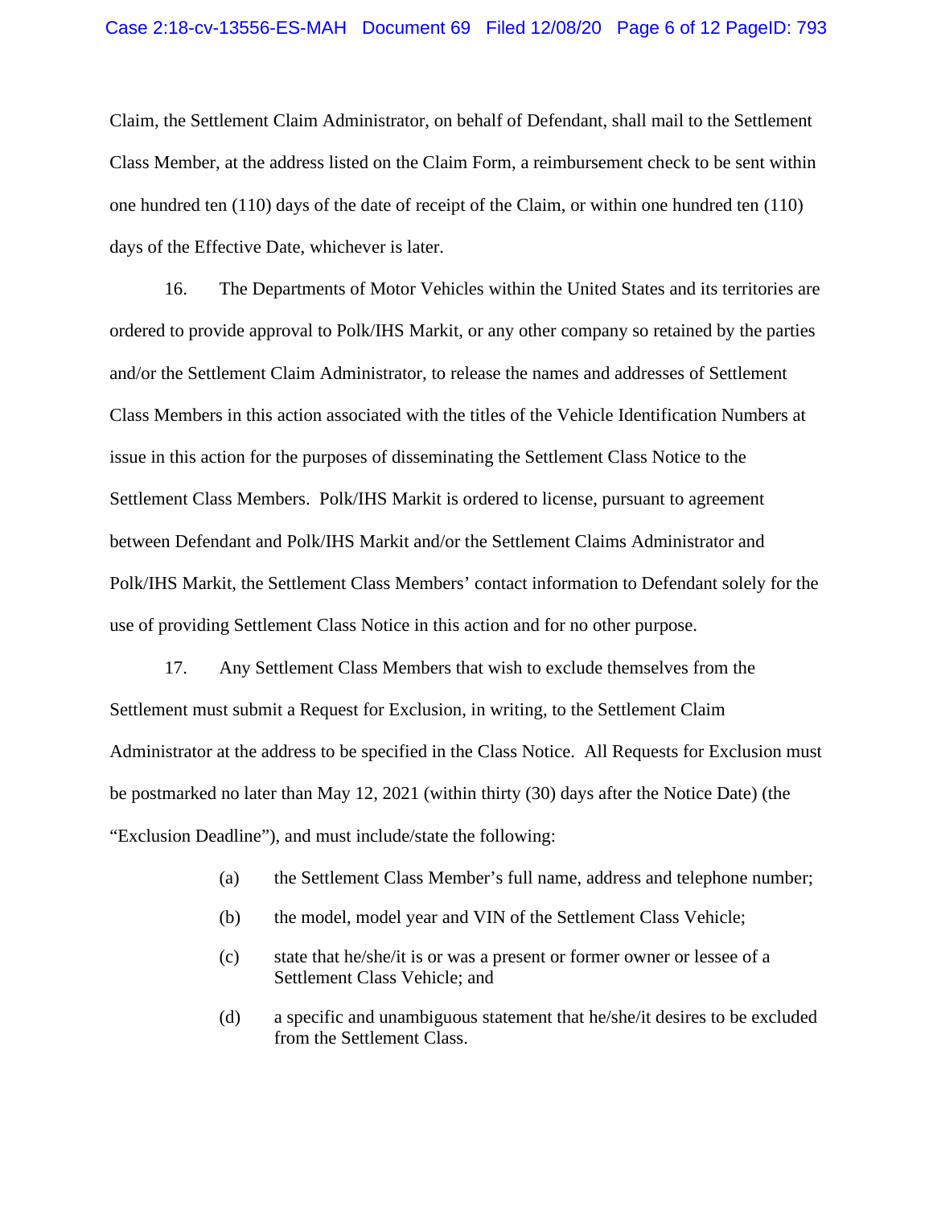Claim, the Settlement Claim Administrator, on behalf of Defendant, shall mail to the Settlement Class Member, at the address listed on the Claim Form, a reimbursement check to be sent within one hundred ten (110) days of the date of receipt of the Claim, or within one hundred ten (110) days of the Effective Date, whichever is later.

16. The Departments of Motor Vehicles within the United States and its territories are ordered to provide approval to Polk/IHS Markit, or any other company so retained by the parties and/or the Settlement Claim Administrator, to release the names and addresses of Settlement Class Members in this action associated with the titles of the Vehicle Identification Numbers at issue in this action for the purposes of disseminating the Settlement Class Notice to the Settlement Class Members. Polk/IHS Markit is ordered to license, pursuant to agreement between Defendant and Polk/IHS Markit and/or the Settlement Claims Administrator and Polk/IHS Markit, the Settlement Class Members' contact information to Defendant solely for the use of providing Settlement Class Notice in this action and for no other purpose.

17. Any Settlement Class Members that wish to exclude themselves from the Settlement must submit a Request for Exclusion, in writing, to the Settlement Claim Administrator at the address to be specified in the Class Notice. All Requests for Exclusion must be postmarked no later than May 12, 2021 (within thirty (30) days after the Notice Date) (the "Exclusion Deadline"), and must include/state the following:

(a) the Settlement Class Member's full name, address and telephone number;

(b) the model, model year and VIN of the Settlement Class Vehicle;

(c) state that he/she/it is or was a present or former owner or lessee of a Settlement Class Vehicle; and

(d) a specific and unambiguous statement that he/she/it desires to be excluded from the Settlement Class.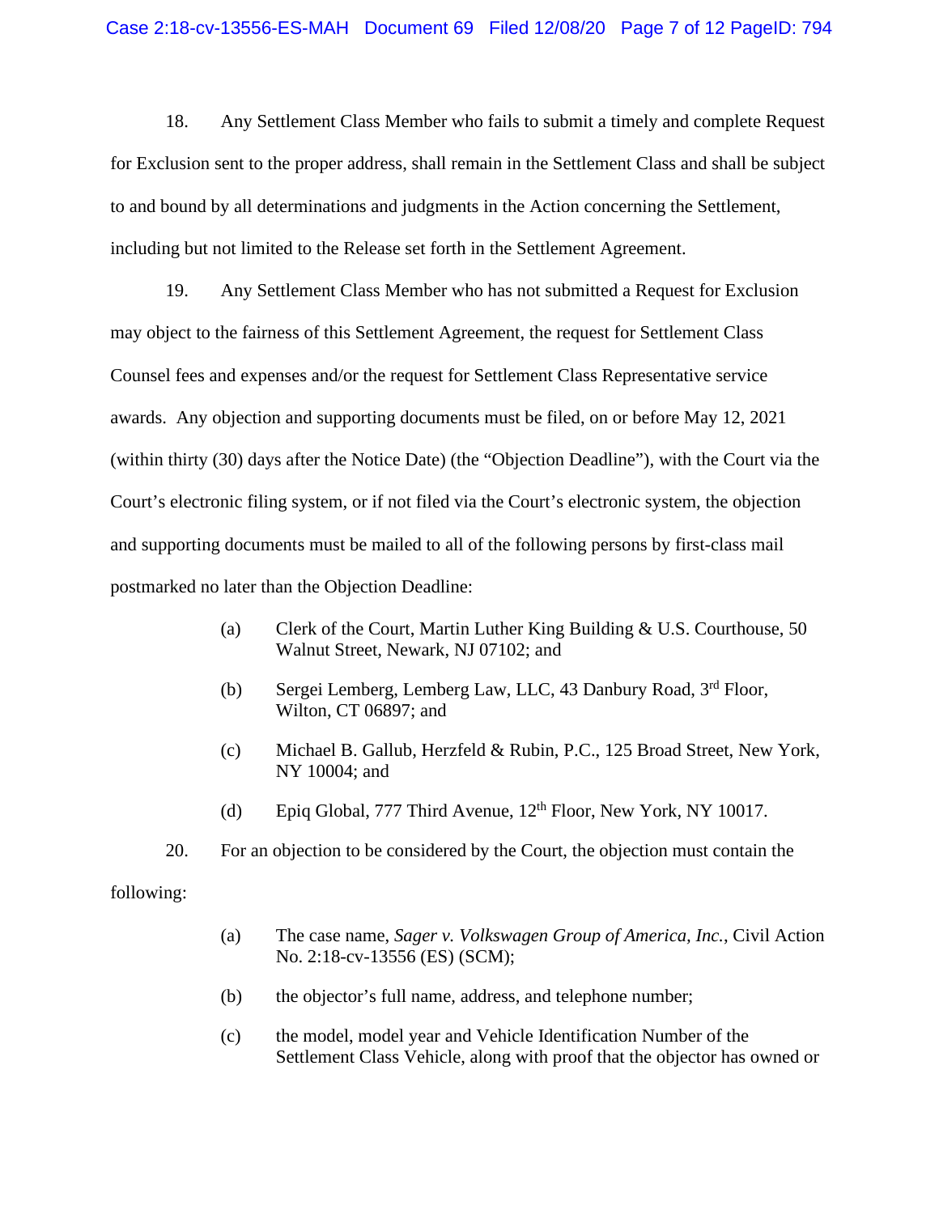18. Any Settlement Class Member who fails to submit a timely and complete Request for Exclusion sent to the proper address, shall remain in the Settlement Class and shall be subject to and bound by all determinations and judgments in the Action concerning the Settlement, including but not limited to the Release set forth in the Settlement Agreement.

19. Any Settlement Class Member who has not submitted a Request for Exclusion may object to the fairness of this Settlement Agreement, the request for Settlement Class Counsel fees and expenses and/or the request for Settlement Class Representative service awards. Any objection and supporting documents must be filed, on or before May 12, 2021 (within thirty (30) days after the Notice Date) (the "Objection Deadline"), with the Court via the Court's electronic filing system, or if not filed via the Court's electronic system, the objection and supporting documents must be mailed to all of the following persons by first-class mail postmarked no later than the Objection Deadline:

(a) Clerk of the Court, Martin Luther King Building & U.S. Courthouse, 50 Walnut Street, Newark, NJ 07102; and

(b) Sergei Lemberg, Lemberg Law, LLC, 43 Danbury Road, 3rd Floor, Wilton, CT 06897; and

(c) Michael B. Gallub, Herzfeld & Rubin, P.C., 125 Broad Street, New York, NY 10004; and

(d) Epiq Global, 777 Third Avenue, 12th Floor, New York, NY 10017.

20. For an objection to be considered by the Court, the objection must contain the following:

(a) The case name, *Sager v. Volkswagen Group of America, Inc.*, Civil Action No. 2:18-cv-13556 (ES) (SCM);

(b) the objector's full name, address, and telephone number;

(c) the model, model year and Vehicle Identification Number of the Settlement Class Vehicle, along with proof that the objector has owned or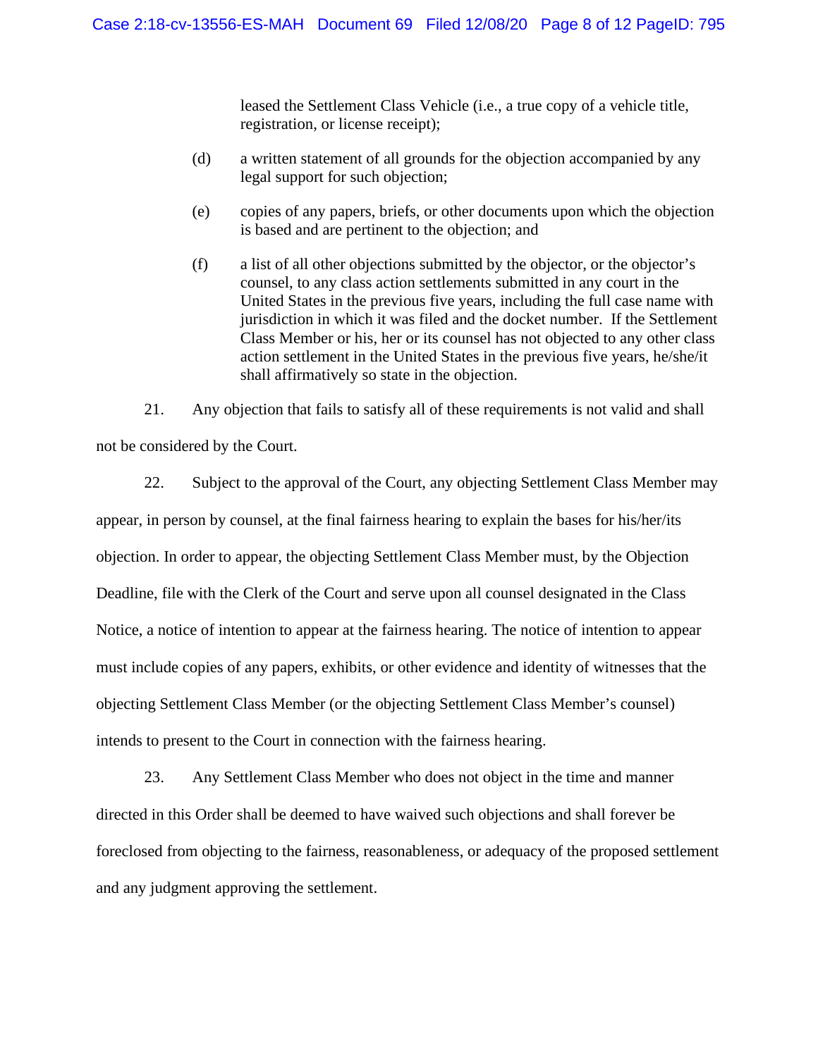leased the Settlement Class Vehicle (i.e., a true copy of a vehicle title, registration, or license receipt);

(d) a written statement of all grounds for the objection accompanied by any legal support for such objection;

(e) copies of any papers, briefs, or other documents upon which the objection is based and are pertinent to the objection; and

(f) a list of all other objections submitted by the objector, or the objector's counsel, to any class action settlements submitted in any court in the United States in the previous five years, including the full case name with jurisdiction in which it was filed and the docket number. If the Settlement Class Member or his, her or its counsel has not objected to any other class action settlement in the United States in the previous five years, he/she/it shall affirmatively so state in the objection.

21. Any objection that fails to satisfy all of these requirements is not valid and shall not be considered by the Court.

22. Subject to the approval of the Court, any objecting Settlement Class Member may appear, in person by counsel, at the final fairness hearing to explain the bases for his/her/its objection. In order to appear, the objecting Settlement Class Member must, by the Objection Deadline, file with the Clerk of the Court and serve upon all counsel designated in the Class Notice, a notice of intention to appear at the fairness hearing. The notice of intention to appear must include copies of any papers, exhibits, or other evidence and identity of witnesses that the objecting Settlement Class Member (or the objecting Settlement Class Member's counsel) intends to present to the Court in connection with the fairness hearing.

23. Any Settlement Class Member who does not object in the time and manner directed in this Order shall be deemed to have waived such objections and shall forever be foreclosed from objecting to the fairness, reasonableness, or adequacy of the proposed settlement and any judgment approving the settlement.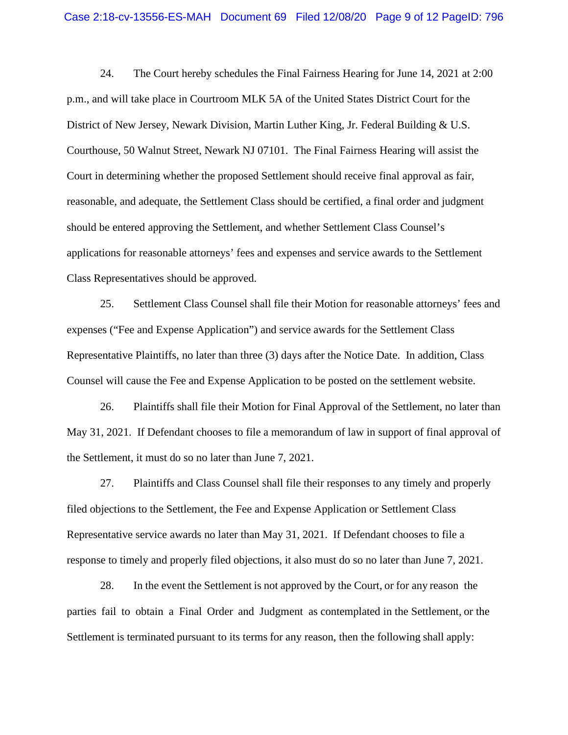24. The Court hereby schedules the Final Fairness Hearing for June 14, 2021 at 2:00 p.m., and will take place in Courtroom MLK 5A of the United States District Court for the District of New Jersey, Newark Division, Martin Luther King, Jr. Federal Building & U.S. Courthouse, 50 Walnut Street, Newark NJ 07101. The Final Fairness Hearing will assist the Court in determining whether the proposed Settlement should receive final approval as fair, reasonable, and adequate, the Settlement Class should be certified, a final order and judgment should be entered approving the Settlement, and whether Settlement Class Counsel's applications for reasonable attorneys' fees and expenses and service awards to the Settlement Class Representatives should be approved.

25. Settlement Class Counsel shall file their Motion for reasonable attorneys' fees and expenses ("Fee and Expense Application") and service awards for the Settlement Class Representative Plaintiffs, no later than three (3) days after the Notice Date. In addition, Class Counsel will cause the Fee and Expense Application to be posted on the settlement website.

26. Plaintiffs shall file their Motion for Final Approval of the Settlement, no later than May 31, 2021. If Defendant chooses to file a memorandum of law in support of final approval of the Settlement, it must do so no later than June 7, 2021.

27. Plaintiffs and Class Counsel shall file their responses to any timely and properly filed objections to the Settlement, the Fee and Expense Application or Settlement Class Representative service awards no later than May 31, 2021. If Defendant chooses to file a response to timely and properly filed objections, it also must do so no later than June 7, 2021.

28. In the event the Settlement is not approved by the Court, or for any reason the parties fail to obtain a Final Order and Judgment as contemplated in the Settlement, or the Settlement is terminated pursuant to its terms for any reason, then the following shall apply: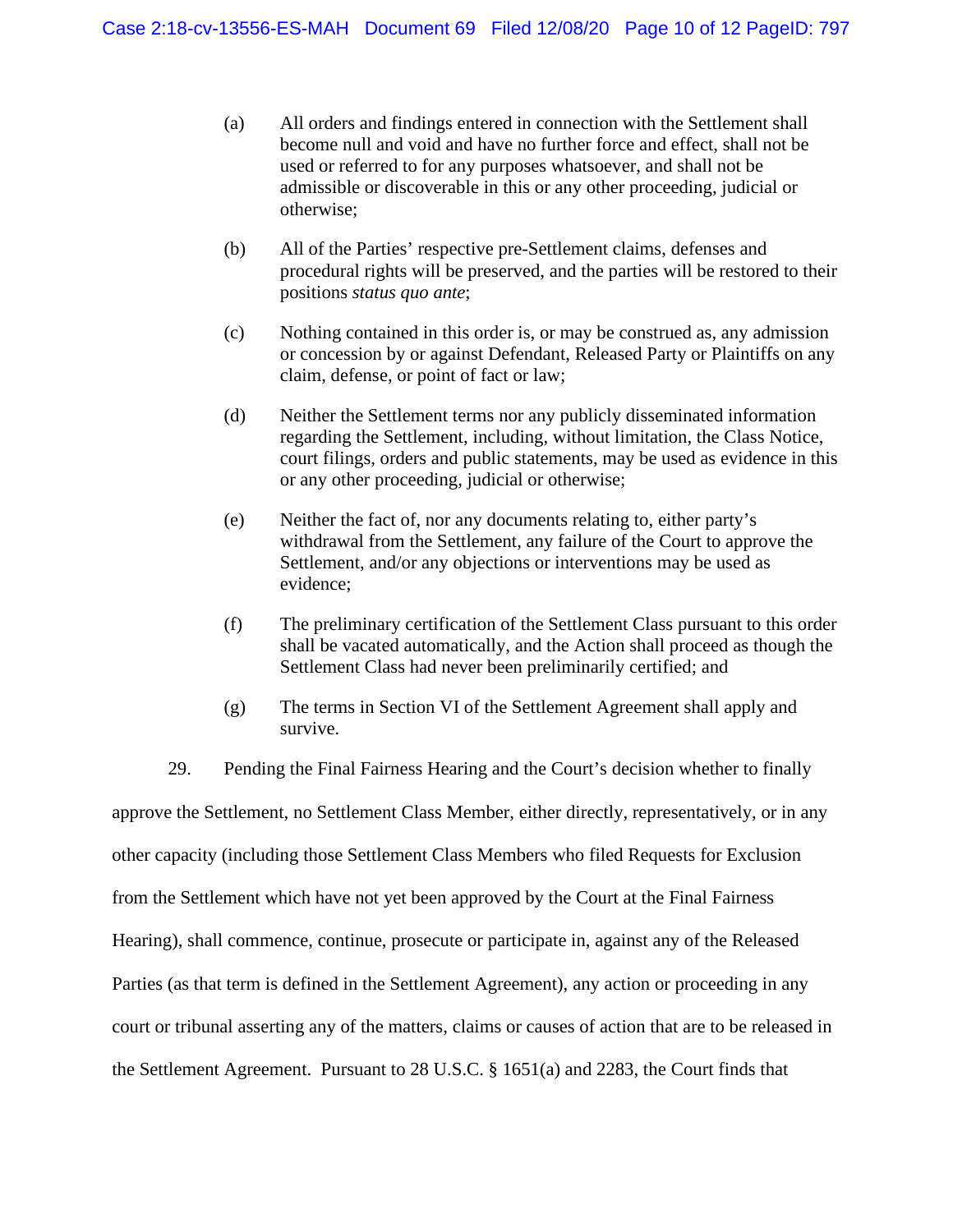(a) All orders and findings entered in connection with the Settlement shall become null and void and have no further force and effect, shall not be used or referred to for any purposes whatsoever, and shall not be admissible or discoverable in this or any other proceeding, judicial or otherwise;

(b) All of the Parties' respective pre-Settlement claims, defenses and procedural rights will be preserved, and the parties will be restored to their positions *status quo ante*;

(c) Nothing contained in this order is, or may be construed as, any admission or concession by or against Defendant, Released Party or Plaintiffs on any claim, defense, or point of fact or law;

(d) Neither the Settlement terms nor any publicly disseminated information regarding the Settlement, including, without limitation, the Class Notice, court filings, orders and public statements, may be used as evidence in this or any other proceeding, judicial or otherwise;

(e) Neither the fact of, nor any documents relating to, either party's withdrawal from the Settlement, any failure of the Court to approve the Settlement, and/or any objections or interventions may be used as evidence;

(f) The preliminary certification of the Settlement Class pursuant to this order shall be vacated automatically, and the Action shall proceed as though the Settlement Class had never been preliminarily certified; and

(g) The terms in Section VI of the Settlement Agreement shall apply and survive.

29. Pending the Final Fairness Hearing and the Court's decision whether to finally approve the Settlement, no Settlement Class Member, either directly, representatively, or in any other capacity (including those Settlement Class Members who filed Requests for Exclusion from the Settlement which have not yet been approved by the Court at the Final Fairness Hearing), shall commence, continue, prosecute or participate in, against any of the Released Parties (as that term is defined in the Settlement Agreement), any action or proceeding in any court or tribunal asserting any of the matters, claims or causes of action that are to be released in the Settlement Agreement. Pursuant to 28 U.S.C. § 1651(a) and 2283, the Court finds that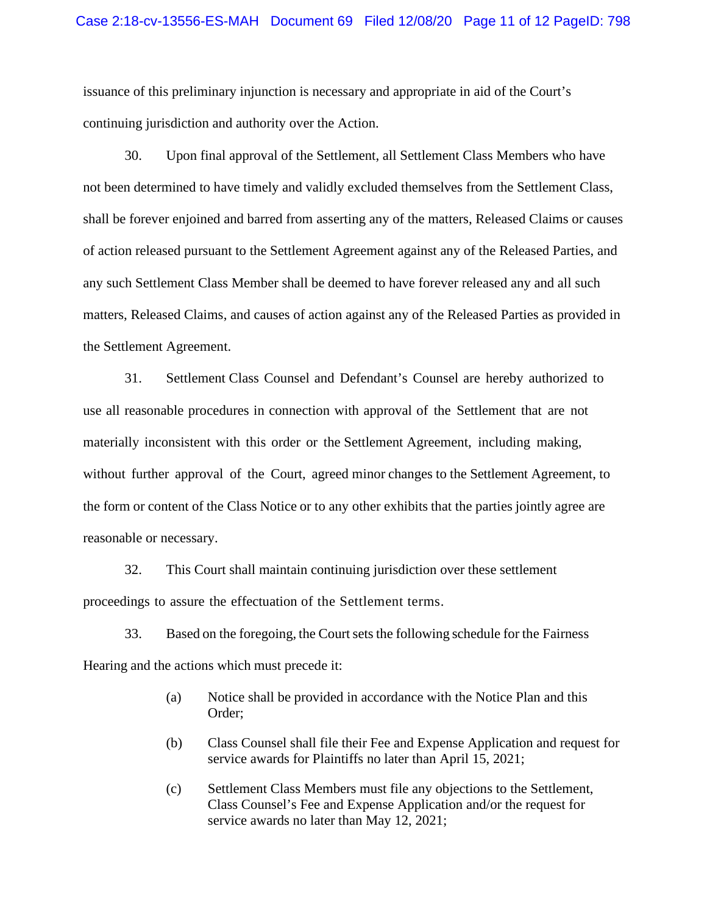issuance of this preliminary injunction is necessary and appropriate in aid of the Court's continuing jurisdiction and authority over the Action.

30. Upon final approval of the Settlement, all Settlement Class Members who have not been determined to have timely and validly excluded themselves from the Settlement Class, shall be forever enjoined and barred from asserting any of the matters, Released Claims or causes of action released pursuant to the Settlement Agreement against any of the Released Parties, and any such Settlement Class Member shall be deemed to have forever released any and all such matters, Released Claims, and causes of action against any of the Released Parties as provided in the Settlement Agreement.

31. Settlement Class Counsel and Defendant's Counsel are hereby authorized to use all reasonable procedures in connection with approval of the Settlement that are not materially inconsistent with this order or the Settlement Agreement, including making, without further approval of the Court, agreed minor changes to the Settlement Agreement, to the form or content of the Class Notice or to any other exhibits that the parties jointly agree are reasonable or necessary.

32. This Court shall maintain continuing jurisdiction over these settlement proceedings to assure the effectuation of the Settlement terms.

33. Based on the foregoing, the Court sets the following schedule for the Fairness Hearing and the actions which must precede it:

(a) Notice shall be provided in accordance with the Notice Plan and this Order;

(b) Class Counsel shall file their Fee and Expense Application and request for service awards for Plaintiffs no later than April 15, 2021;

(c) Settlement Class Members must file any objections to the Settlement, Class Counsel's Fee and Expense Application and/or the request for service awards no later than May 12, 2021;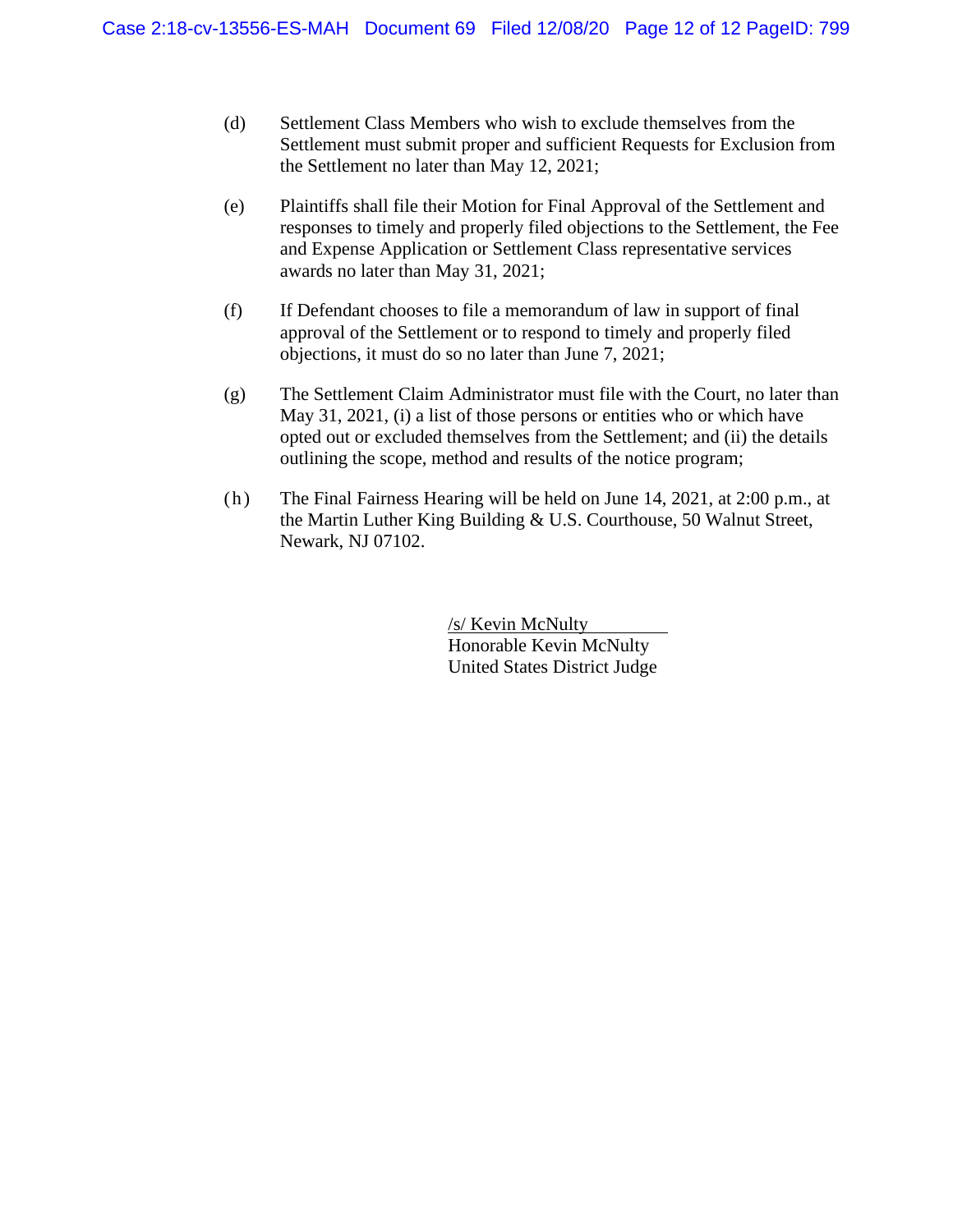(d) Settlement Class Members who wish to exclude themselves from the Settlement must submit proper and sufficient Requests for Exclusion from the Settlement no later than May 12, 2021;

(e) Plaintiffs shall file their Motion for Final Approval of the Settlement and responses to timely and properly filed objections to the Settlement, the Fee and Expense Application or Settlement Class representative services awards no later than May 31, 2021;

(f) If Defendant chooses to file a memorandum of law in support of final approval of the Settlement or to respond to timely and properly filed objections, it must do so no later than June 7, 2021;

(g) The Settlement Claim Administrator must file with the Court, no later than May 31, 2021, (i) a list of those persons or entities who or which have opted out or excluded themselves from the Settlement; and (ii) the details outlining the scope, method and results of the notice program;

(h) The Final Fairness Hearing will be held on June 14, 2021, at 2:00 p.m., at the Martin Luther King Building & U.S. Courthouse, 50 Walnut Street, Newark, NJ 07102.

/s/ Kevin McNulty
Honorable Kevin McNulty
United States District Judge